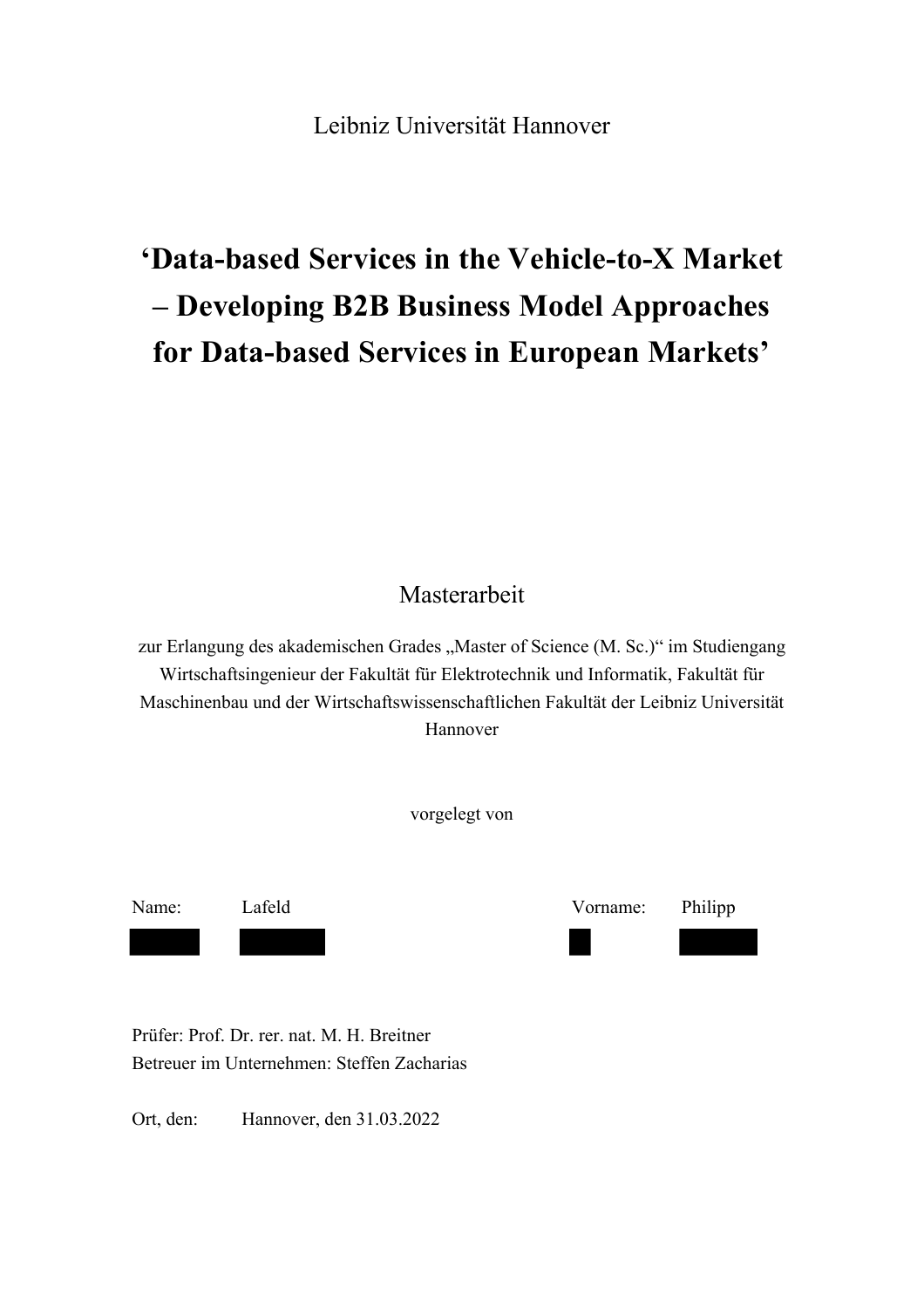Leibniz Universität Hannover

# ‘Data-based Services in the Vehicle-to-X Market – Developing B2B Business Model Approaches for Data-based Services in European Markets’

Masterarbeit

zur Erlangung des akademischen Grades „Master of Science (M. Sc.)“ im Studiengang Wirtschaftsingenieur der Fakultät für Elektrotechnik und Informatik, Fakultät für Maschinenbau und der Wirtschaftswissenschaftlichen Fakultät der Leibniz Universität Hannover

vorgelegt von

Name: Lafeld Vorname: Philipp

Prüfer: Prof. Dr. rer. nat. M. H. Breitner

Betreuer im Unternehmen: Steffen Zacharias

Ort, den: Hannover, den 31.03.2022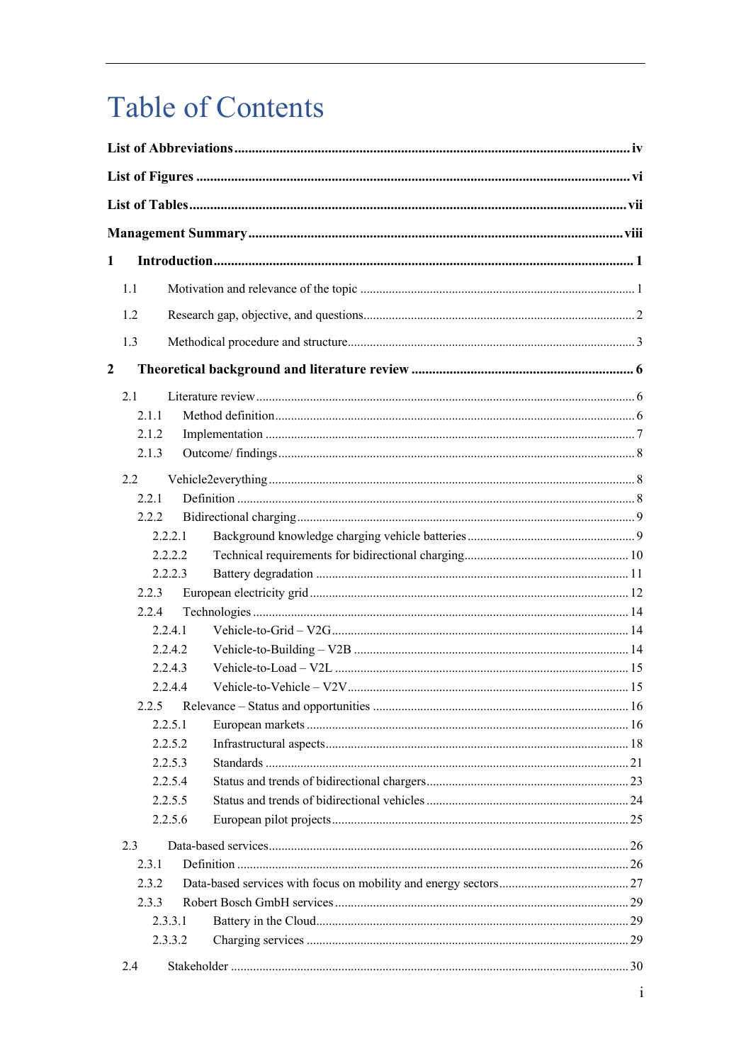# Table of Contents

**List of Abbreviations ...... iv**

**List of Figures ...... vi**

**List of Tables ...... vii**

**Management Summary ...... viii**

**1 Introduction ...... 1**

- 1.1 Motivation and relevance of the topic ...... 1
- 1.2 Research gap, objective, and questions ...... 2
- 1.3 Methodical procedure and structure ...... 3

**2 Theoretical background and literature review ...... 6**

- 2.1 Literature review ...... 6
  - 2.1.1 Method definition ...... 6
  - 2.1.2 Implementation ...... 7
  - 2.1.3 Outcome/ findings ...... 8
- 2.2 Vehicle2everything ...... 8
  - 2.2.1 Definition ...... 8
  - 2.2.2 Bidirectional charging ...... 9
    - 2.2.2.1 Background knowledge charging vehicle batteries ...... 9
    - 2.2.2.2 Technical requirements for bidirectional charging ...... 10
    - 2.2.2.3 Battery degradation ...... 11
  - 2.2.3 European electricity grid ...... 12
  - 2.2.4 Technologies ...... 14
    - 2.2.4.1 Vehicle-to-Grid – V2G ...... 14
    - 2.2.4.2 Vehicle-to-Building – V2B ...... 14
    - 2.2.4.3 Vehicle-to-Load – V2L ...... 15
    - 2.2.4.4 Vehicle-to-Vehicle – V2V ...... 15
  - 2.2.5 Relevance – Status and opportunities ...... 16
    - 2.2.5.1 European markets ...... 16
    - 2.2.5.2 Infrastructural aspects ...... 18
    - 2.2.5.3 Standards ...... 21
    - 2.2.5.4 Status and trends of bidirectional chargers ...... 23
    - 2.2.5.5 Status and trends of bidirectional vehicles ...... 24
    - 2.2.5.6 European pilot projects ...... 25
- 2.3 Data-based services ...... 26
  - 2.3.1 Definition ...... 26
  - 2.3.2 Data-based services with focus on mobility and energy sectors ...... 27
  - 2.3.3 Robert Bosch GmbH services ...... 29
    - 2.3.3.1 Battery in the Cloud ...... 29
    - 2.3.3.2 Charging services ...... 29
- 2.4 Stakeholder ...... 30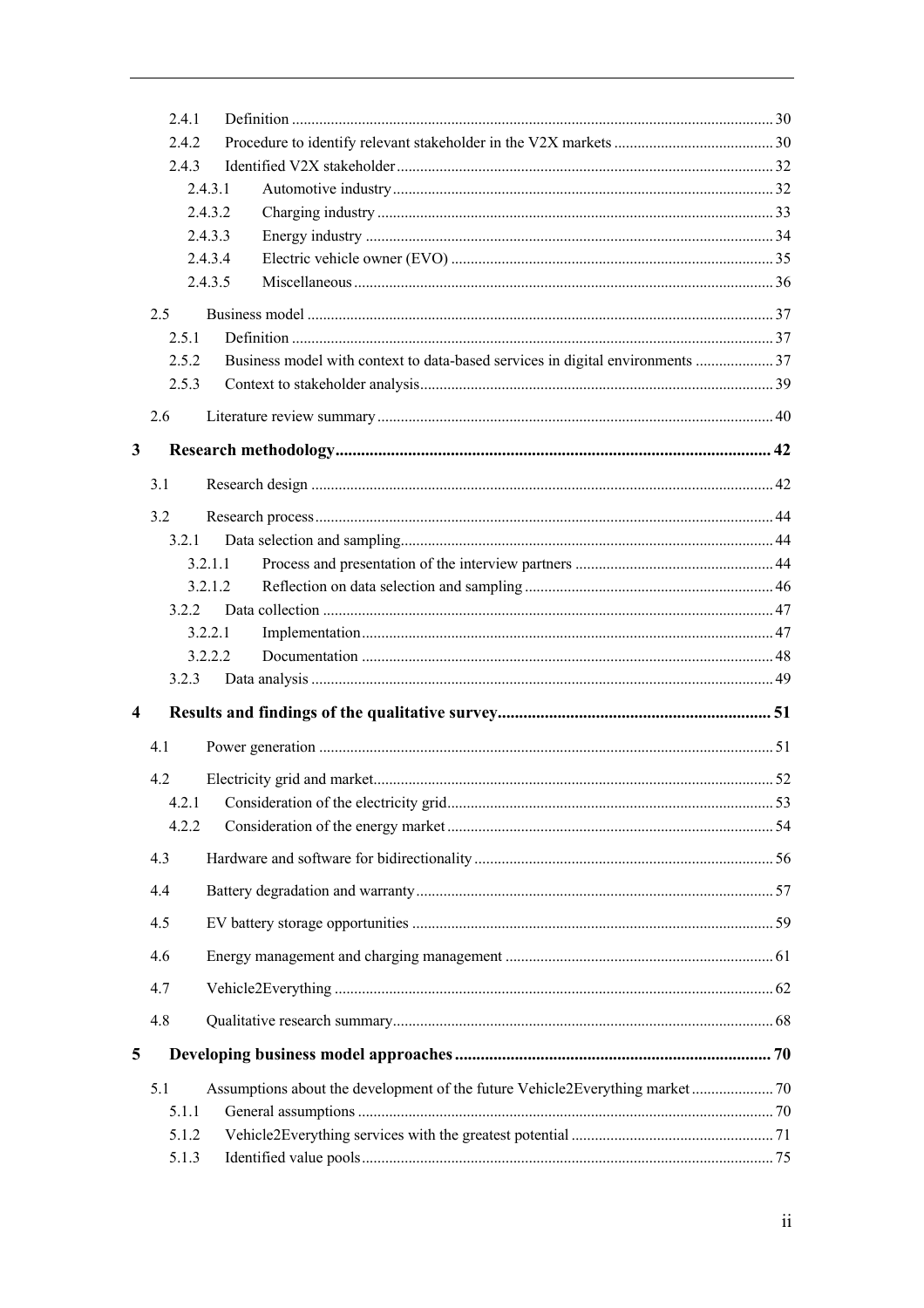2.4.1 Definition ........................................................................................................................... 30

2.4.2 Procedure to identify relevant stakeholder in the V2X markets ......................................... 30

2.4.3 Identified V2X stakeholder ................................................................................................ 32

2.4.3.1 Automotive industry ................................................................................................. 32

2.4.3.2 Charging industry ..................................................................................................... 33

2.4.3.3 Energy industry ........................................................................................................ 34

2.4.3.4 Electric vehicle owner (EVO) .................................................................................. 35

2.4.3.5 Miscellaneous ........................................................................................................... 36

2.5 Business model ...................................................................................................................... 37

2.5.1 Definition ........................................................................................................................... 37

2.5.2 Business model with context to data-based services in digital environments .................... 37

2.5.3 Context to stakeholder analysis .......................................................................................... 39

2.6 Literature review summary ..................................................................................................... 40

**3 Research methodology ..................................................................................................... 42**

3.1 Research design ...................................................................................................................... 42

3.2 Research process ..................................................................................................................... 44

3.2.1 Data selection and sampling ............................................................................................... 44

3.2.1.1 Process and presentation of the interview partners .................................................. 44

3.2.1.2 Reflection on data selection and sampling ............................................................... 46

3.2.2 Data collection ................................................................................................................... 47

3.2.2.1 Implementation ........................................................................................................ 47

3.2.2.2 Documentation ......................................................................................................... 48

3.2.3 Data analysis ...................................................................................................................... 49

**4 Results and findings of the qualitative survey ................................................................ 51**

4.1 Power generation .................................................................................................................... 51

4.2 Electricity grid and market ...................................................................................................... 52

4.2.1 Consideration of the electricity grid ................................................................................... 53

4.2.2 Consideration of the energy market ................................................................................... 54

4.3 Hardware and software for bidirectionality ............................................................................ 56

4.4 Battery degradation and warranty ........................................................................................... 57

4.5 EV battery storage opportunities ............................................................................................ 59

4.6 Energy management and charging management .................................................................... 61

4.7 Vehicle2Everything ................................................................................................................ 62

4.8 Qualitative research summary ................................................................................................. 68

**5 Developing business model approaches .......................................................................... 70**

5.1 Assumptions about the development of the future Vehicle2Everything market ..................... 70

5.1.1 General assumptions .......................................................................................................... 70

5.1.2 Vehicle2Everything services with the greatest potential ................................................... 71

5.1.3 Identified value pools ......................................................................................................... 75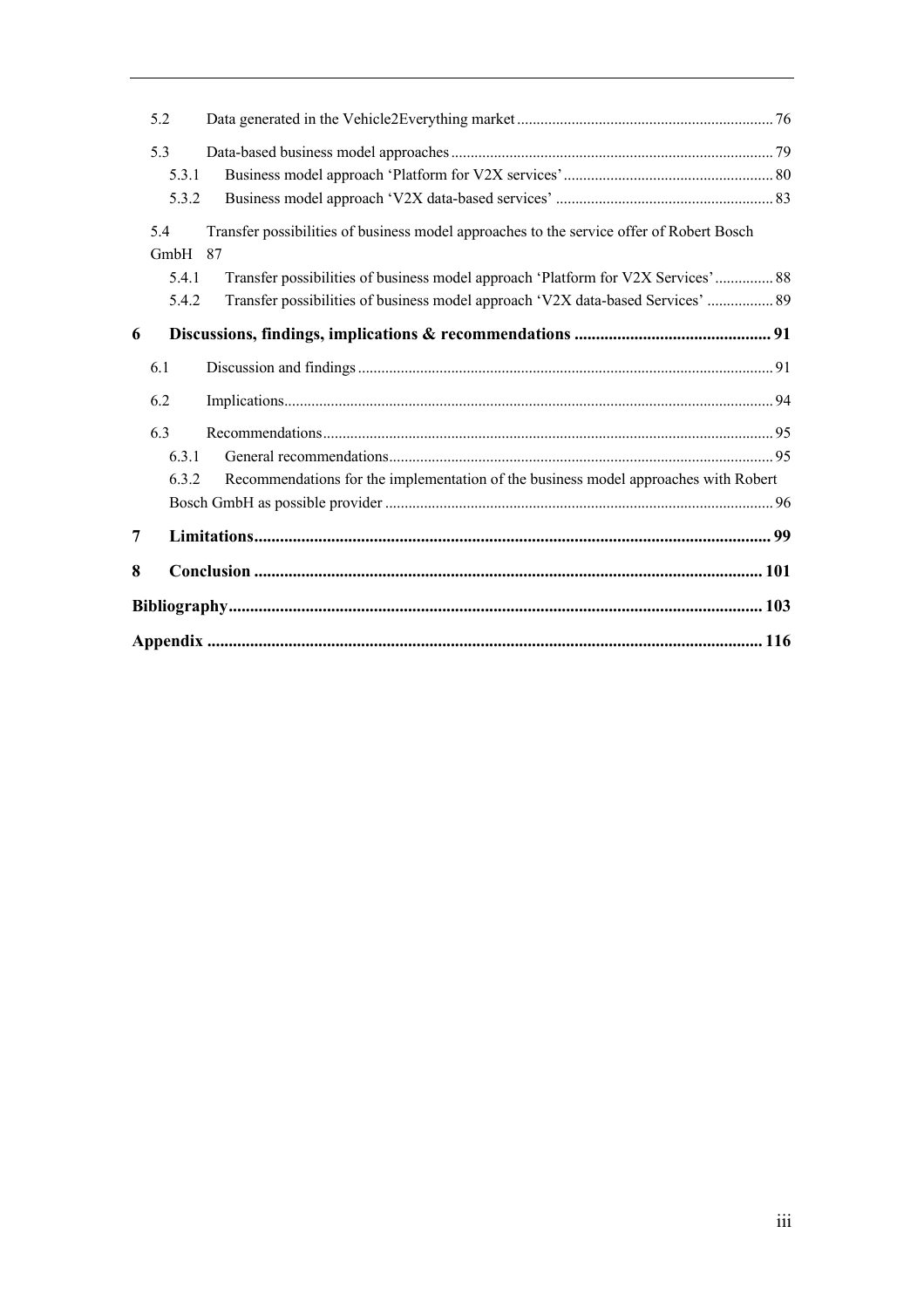5.2 Data generated in the Vehicle2Everything market ..... 76

5.3 Data-based business model approaches ..... 79

- 5.3.1 Business model approach 'Platform for V2X services' ..... 80
- 5.3.2 Business model approach 'V2X data-based services' ..... 83

5.4 Transfer possibilities of business model approaches to the service offer of Robert Bosch GmbH 87

- 5.4.1 Transfer possibilities of business model approach 'Platform for V2X Services' ..... 88
- 5.4.2 Transfer possibilities of business model approach 'V2X data-based Services' ..... 89

**6 Discussions, findings, implications & recommendations ..... 91**

6.1 Discussion and findings ..... 91

6.2 Implications ..... 94

6.3 Recommendations ..... 95

- 6.3.1 General recommendations ..... 95
- 6.3.2 Recommendations for the implementation of the business model approaches with Robert Bosch GmbH as possible provider ..... 96

**7 Limitations ..... 99**

**8 Conclusion ..... 101**

**Bibliography ..... 103**

**Appendix ..... 116**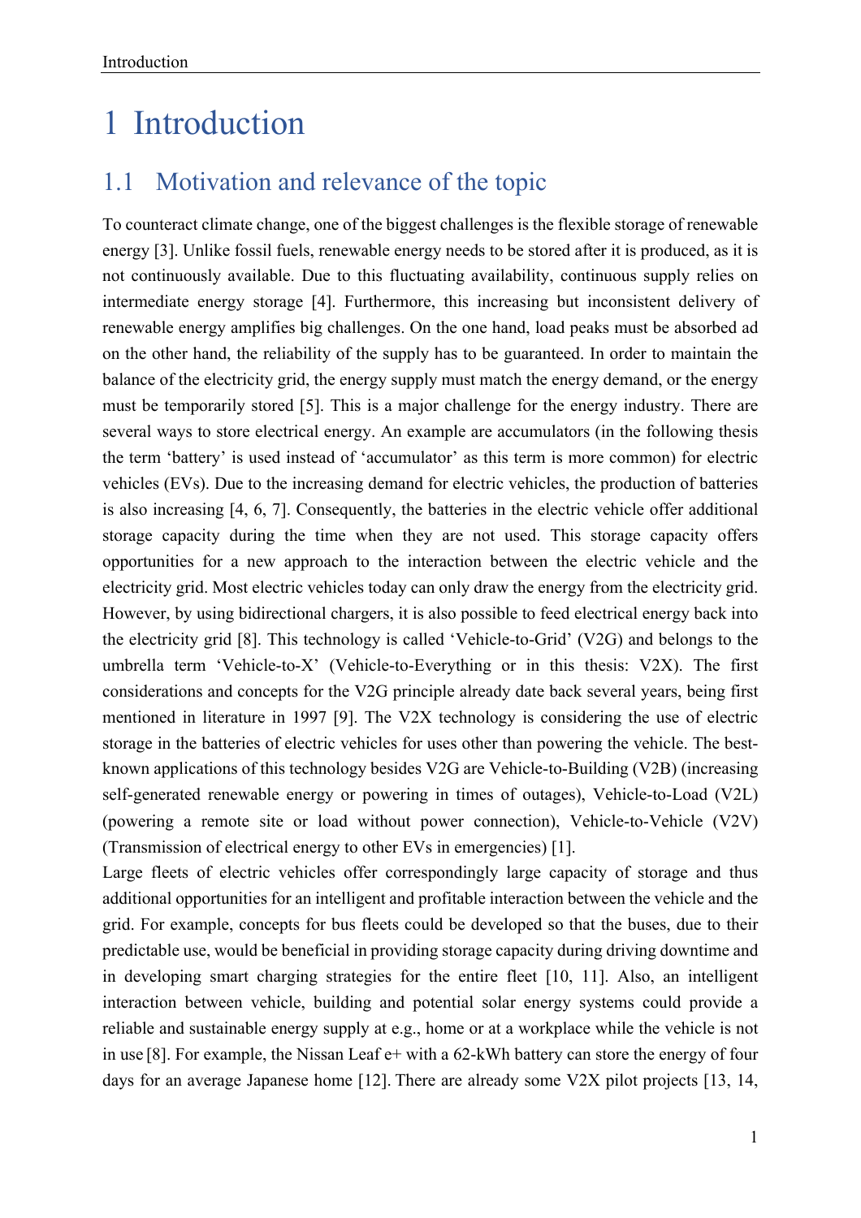# 1 Introduction

## 1.1 Motivation and relevance of the topic

To counteract climate change, one of the biggest challenges is the flexible storage of renewable energy [3]. Unlike fossil fuels, renewable energy needs to be stored after it is produced, as it is not continuously available. Due to this fluctuating availability, continuous supply relies on intermediate energy storage [4]. Furthermore, this increasing but inconsistent delivery of renewable energy amplifies big challenges. On the one hand, load peaks must be absorbed ad on the other hand, the reliability of the supply has to be guaranteed. In order to maintain the balance of the electricity grid, the energy supply must match the energy demand, or the energy must be temporarily stored [5]. This is a major challenge for the energy industry. There are several ways to store electrical energy. An example are accumulators (in the following thesis the term 'battery' is used instead of 'accumulator' as this term is more common) for electric vehicles (EVs). Due to the increasing demand for electric vehicles, the production of batteries is also increasing [4, 6, 7]. Consequently, the batteries in the electric vehicle offer additional storage capacity during the time when they are not used. This storage capacity offers opportunities for a new approach to the interaction between the electric vehicle and the electricity grid. Most electric vehicles today can only draw the energy from the electricity grid. However, by using bidirectional chargers, it is also possible to feed electrical energy back into the electricity grid [8]. This technology is called 'Vehicle-to-Grid' (V2G) and belongs to the umbrella term 'Vehicle-to-X' (Vehicle-to-Everything or in this thesis: V2X). The first considerations and concepts for the V2G principle already date back several years, being first mentioned in literature in 1997 [9]. The V2X technology is considering the use of electric storage in the batteries of electric vehicles for uses other than powering the vehicle. The best-known applications of this technology besides V2G are Vehicle-to-Building (V2B) (increasing self-generated renewable energy or powering in times of outages), Vehicle-to-Load (V2L) (powering a remote site or load without power connection), Vehicle-to-Vehicle (V2V) (Transmission of electrical energy to other EVs in emergencies) [1].

Large fleets of electric vehicles offer correspondingly large capacity of storage and thus additional opportunities for an intelligent and profitable interaction between the vehicle and the grid. For example, concepts for bus fleets could be developed so that the buses, due to their predictable use, would be beneficial in providing storage capacity during driving downtime and in developing smart charging strategies for the entire fleet [10, 11]. Also, an intelligent interaction between vehicle, building and potential solar energy systems could provide a reliable and sustainable energy supply at e.g., home or at a workplace while the vehicle is not in use [8]. For example, the Nissan Leaf e+ with a 62-kWh battery can store the energy of four days for an average Japanese home [12]. There are already some V2X pilot projects [13, 14,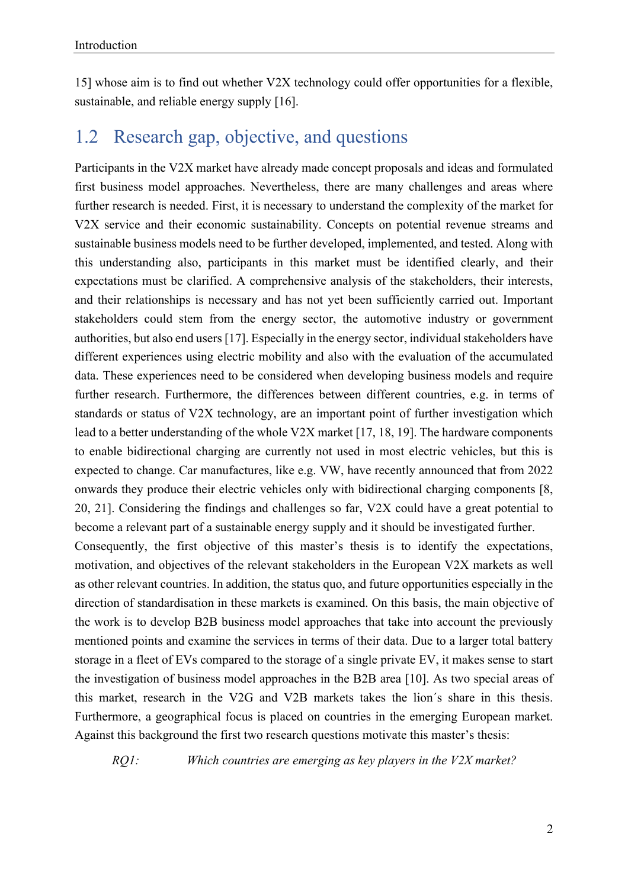15] whose aim is to find out whether V2X technology could offer opportunities for a flexible, sustainable, and reliable energy supply [16].

## 1.2 Research gap, objective, and questions

Participants in the V2X market have already made concept proposals and ideas and formulated first business model approaches. Nevertheless, there are many challenges and areas where further research is needed. First, it is necessary to understand the complexity of the market for V2X service and their economic sustainability. Concepts on potential revenue streams and sustainable business models need to be further developed, implemented, and tested. Along with this understanding also, participants in this market must be identified clearly, and their expectations must be clarified. A comprehensive analysis of the stakeholders, their interests, and their relationships is necessary and has not yet been sufficiently carried out. Important stakeholders could stem from the energy sector, the automotive industry or government authorities, but also end users [17]. Especially in the energy sector, individual stakeholders have different experiences using electric mobility and also with the evaluation of the accumulated data. These experiences need to be considered when developing business models and require further research. Furthermore, the differences between different countries, e.g. in terms of standards or status of V2X technology, are an important point of further investigation which lead to a better understanding of the whole V2X market [17, 18, 19]. The hardware components to enable bidirectional charging are currently not used in most electric vehicles, but this is expected to change. Car manufactures, like e.g. VW, have recently announced that from 2022 onwards they produce their electric vehicles only with bidirectional charging components [8, 20, 21]. Considering the findings and challenges so far, V2X could have a great potential to become a relevant part of a sustainable energy supply and it should be investigated further.

Consequently, the first objective of this master's thesis is to identify the expectations, motivation, and objectives of the relevant stakeholders in the European V2X markets as well as other relevant countries. In addition, the status quo, and future opportunities especially in the direction of standardisation in these markets is examined. On this basis, the main objective of the work is to develop B2B business model approaches that take into account the previously mentioned points and examine the services in terms of their data. Due to a larger total battery storage in a fleet of EVs compared to the storage of a single private EV, it makes sense to start the investigation of business model approaches in the B2B area [10]. As two special areas of this market, research in the V2G and V2B markets takes the lion´s share in this thesis. Furthermore, a geographical focus is placed on countries in the emerging European market. Against this background the first two research questions motivate this master's thesis:

*RQ1: Which countries are emerging as key players in the V2X market?*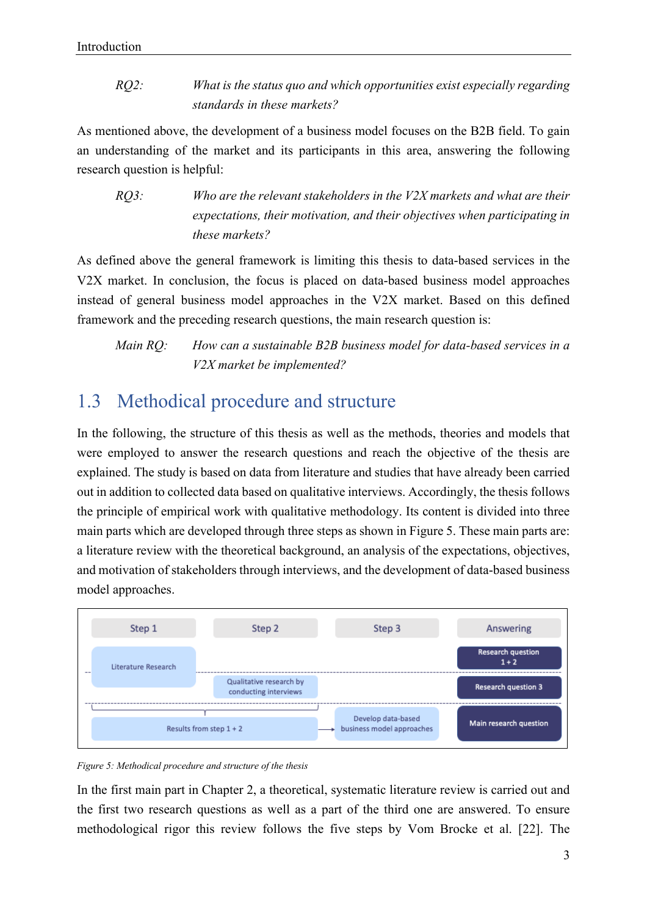*RQ2:* *What is the status quo and which opportunities exist especially regarding standards in these markets?*

As mentioned above, the development of a business model focuses on the B2B field. To gain an understanding of the market and its participants in this area, answering the following research question is helpful:

*RQ3:* *Who are the relevant stakeholders in the V2X markets and what are their expectations, their motivation, and their objectives when participating in these markets?*

As defined above the general framework is limiting this thesis to data-based services in the V2X market. In conclusion, the focus is placed on data-based business model approaches instead of general business model approaches in the V2X market. Based on this defined framework and the preceding research questions, the main research question is:

*Main RQ:* *How can a sustainable B2B business model for data-based services in a V2X market be implemented?*

## 1.3 Methodical procedure and structure

In the following, the structure of this thesis as well as the methods, theories and models that were employed to answer the research questions and reach the objective of the thesis are explained. The study is based on data from literature and studies that have already been carried out in addition to collected data based on qualitative interviews. Accordingly, the thesis follows the principle of empirical work with qualitative methodology. Its content is divided into three main parts which are developed through three steps as shown in Figure 5. These main parts are: a literature review with the theoretical background, an analysis of the expectations, objectives, and motivation of stakeholders through interviews, and the development of data-based business model approaches.

| Step 1 | Step 2 | Step 3 | Answering |
|---|---|---|---|
| Literature Research | | | Research question 1 + 2 |
| | Qualitative research by conducting interviews | | Research question 3 |
| Results from step 1 + 2 | | Develop data-based business model approaches | Main research question |

*Figure 5: Methodical procedure and structure of the thesis*

In the first main part in Chapter 2, a theoretical, systematic literature review is carried out and the first two research questions as well as a part of the third one are answered. To ensure methodological rigor this review follows the five steps by Vom Brocke et al. [22]. The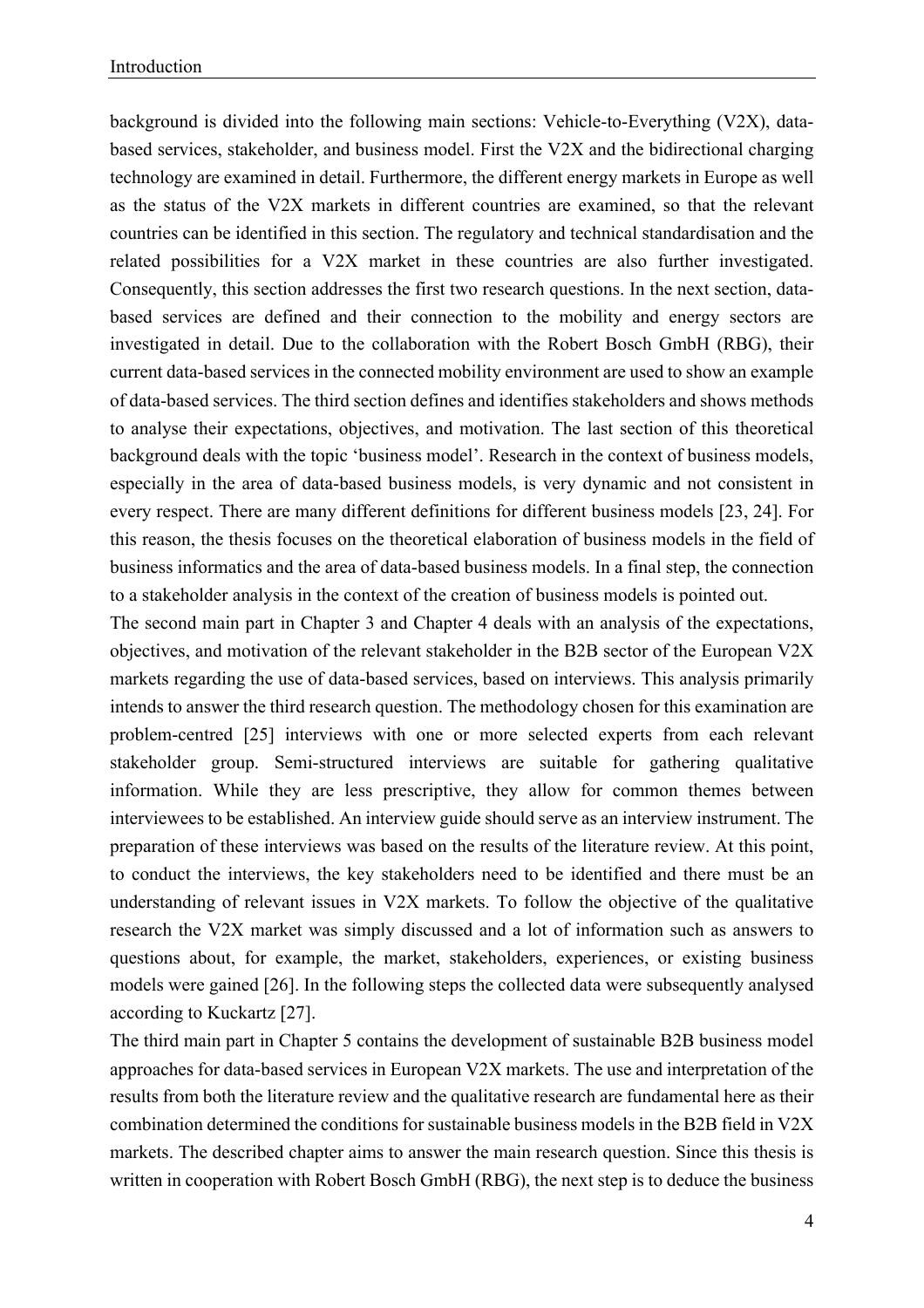background is divided into the following main sections: Vehicle-to-Everything (V2X), data-based services, stakeholder, and business model. First the V2X and the bidirectional charging technology are examined in detail. Furthermore, the different energy markets in Europe as well as the status of the V2X markets in different countries are examined, so that the relevant countries can be identified in this section. The regulatory and technical standardisation and the related possibilities for a V2X market in these countries are also further investigated. Consequently, this section addresses the first two research questions. In the next section, data-based services are defined and their connection to the mobility and energy sectors are investigated in detail. Due to the collaboration with the Robert Bosch GmbH (RBG), their current data-based services in the connected mobility environment are used to show an example of data-based services. The third section defines and identifies stakeholders and shows methods to analyse their expectations, objectives, and motivation. The last section of this theoretical background deals with the topic 'business model'. Research in the context of business models, especially in the area of data-based business models, is very dynamic and not consistent in every respect. There are many different definitions for different business models [23, 24]. For this reason, the thesis focuses on the theoretical elaboration of business models in the field of business informatics and the area of data-based business models. In a final step, the connection to a stakeholder analysis in the context of the creation of business models is pointed out.

The second main part in Chapter 3 and Chapter 4 deals with an analysis of the expectations, objectives, and motivation of the relevant stakeholder in the B2B sector of the European V2X markets regarding the use of data-based services, based on interviews. This analysis primarily intends to answer the third research question. The methodology chosen for this examination are problem-centred [25] interviews with one or more selected experts from each relevant stakeholder group. Semi-structured interviews are suitable for gathering qualitative information. While they are less prescriptive, they allow for common themes between interviewees to be established. An interview guide should serve as an interview instrument. The preparation of these interviews was based on the results of the literature review. At this point, to conduct the interviews, the key stakeholders need to be identified and there must be an understanding of relevant issues in V2X markets. To follow the objective of the qualitative research the V2X market was simply discussed and a lot of information such as answers to questions about, for example, the market, stakeholders, experiences, or existing business models were gained [26]. In the following steps the collected data were subsequently analysed according to Kuckartz [27].

The third main part in Chapter 5 contains the development of sustainable B2B business model approaches for data-based services in European V2X markets. The use and interpretation of the results from both the literature review and the qualitative research are fundamental here as their combination determined the conditions for sustainable business models in the B2B field in V2X markets. The described chapter aims to answer the main research question. Since this thesis is written in cooperation with Robert Bosch GmbH (RBG), the next step is to deduce the business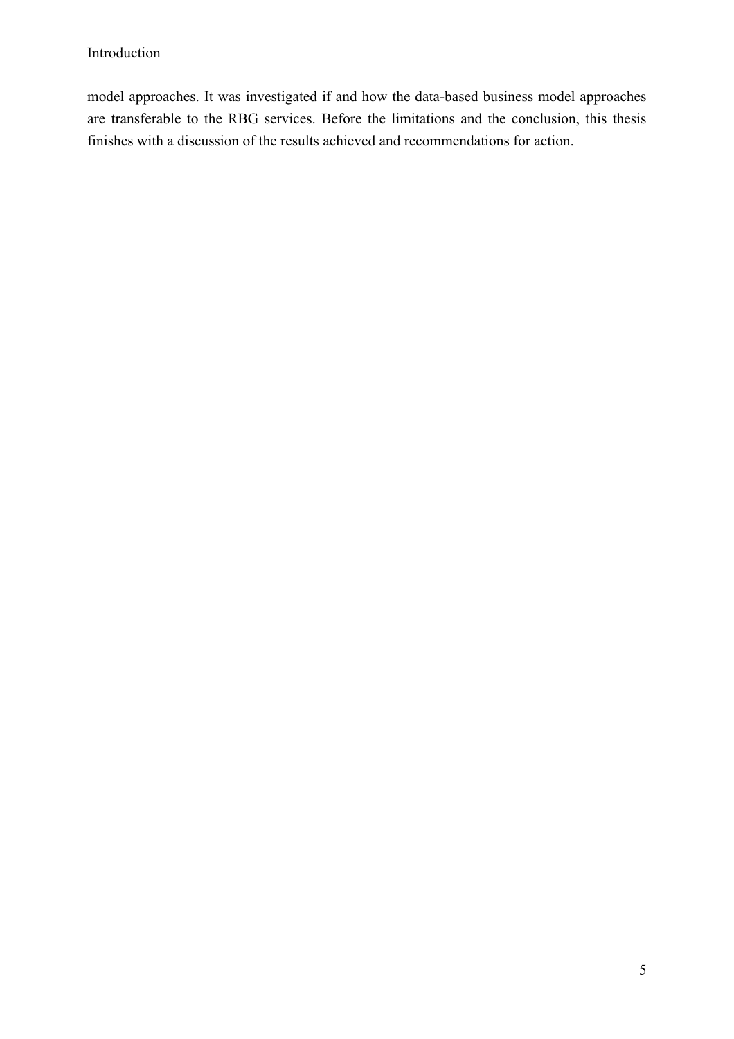model approaches. It was investigated if and how the data-based business model approaches are transferable to the RBG services. Before the limitations and the conclusion, this thesis finishes with a discussion of the results achieved and recommendations for action.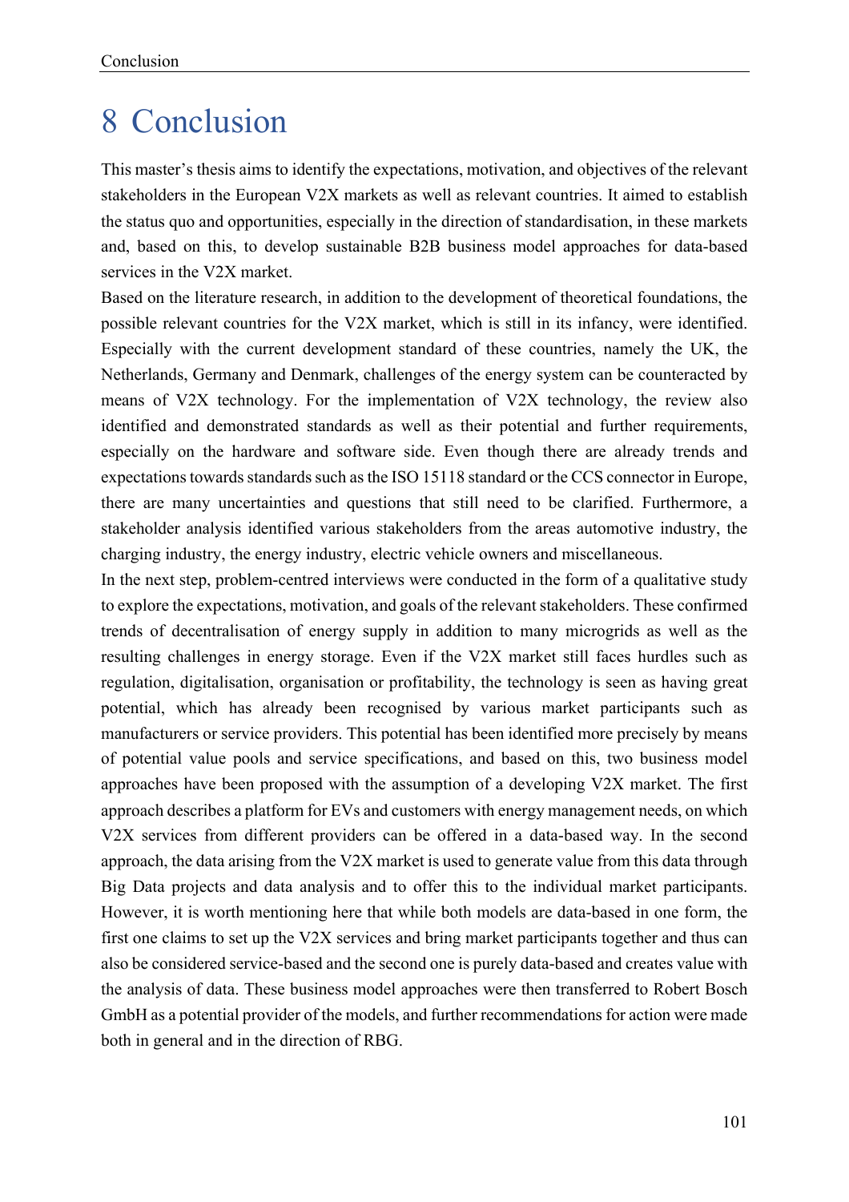# 8 Conclusion

This master's thesis aims to identify the expectations, motivation, and objectives of the relevant stakeholders in the European V2X markets as well as relevant countries. It aimed to establish the status quo and opportunities, especially in the direction of standardisation, in these markets and, based on this, to develop sustainable B2B business model approaches for data-based services in the V2X market.

Based on the literature research, in addition to the development of theoretical foundations, the possible relevant countries for the V2X market, which is still in its infancy, were identified. Especially with the current development standard of these countries, namely the UK, the Netherlands, Germany and Denmark, challenges of the energy system can be counteracted by means of V2X technology. For the implementation of V2X technology, the review also identified and demonstrated standards as well as their potential and further requirements, especially on the hardware and software side. Even though there are already trends and expectations towards standards such as the ISO 15118 standard or the CCS connector in Europe, there are many uncertainties and questions that still need to be clarified. Furthermore, a stakeholder analysis identified various stakeholders from the areas automotive industry, the charging industry, the energy industry, electric vehicle owners and miscellaneous.

In the next step, problem-centred interviews were conducted in the form of a qualitative study to explore the expectations, motivation, and goals of the relevant stakeholders. These confirmed trends of decentralisation of energy supply in addition to many microgrids as well as the resulting challenges in energy storage. Even if the V2X market still faces hurdles such as regulation, digitalisation, organisation or profitability, the technology is seen as having great potential, which has already been recognised by various market participants such as manufacturers or service providers. This potential has been identified more precisely by means of potential value pools and service specifications, and based on this, two business model approaches have been proposed with the assumption of a developing V2X market. The first approach describes a platform for EVs and customers with energy management needs, on which V2X services from different providers can be offered in a data-based way. In the second approach, the data arising from the V2X market is used to generate value from this data through Big Data projects and data analysis and to offer this to the individual market participants. However, it is worth mentioning here that while both models are data-based in one form, the first one claims to set up the V2X services and bring market participants together and thus can also be considered service-based and the second one is purely data-based and creates value with the analysis of data. These business model approaches were then transferred to Robert Bosch GmbH as a potential provider of the models, and further recommendations for action were made both in general and in the direction of RBG.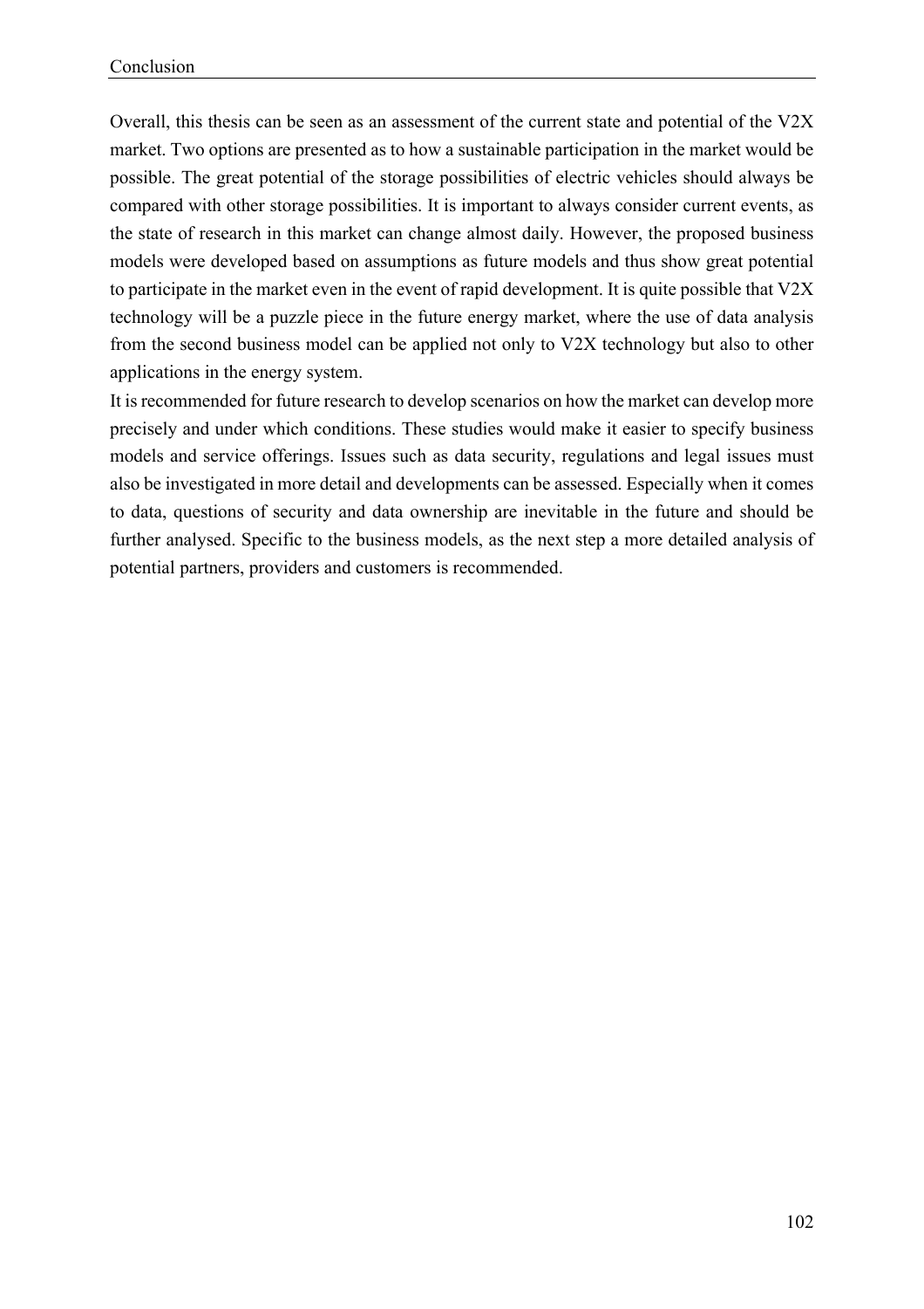Overall, this thesis can be seen as an assessment of the current state and potential of the V2X market. Two options are presented as to how a sustainable participation in the market would be possible. The great potential of the storage possibilities of electric vehicles should always be compared with other storage possibilities. It is important to always consider current events, as the state of research in this market can change almost daily. However, the proposed business models were developed based on assumptions as future models and thus show great potential to participate in the market even in the event of rapid development. It is quite possible that V2X technology will be a puzzle piece in the future energy market, where the use of data analysis from the second business model can be applied not only to V2X technology but also to other applications in the energy system.

It is recommended for future research to develop scenarios on how the market can develop more precisely and under which conditions. These studies would make it easier to specify business models and service offerings. Issues such as data security, regulations and legal issues must also be investigated in more detail and developments can be assessed. Especially when it comes to data, questions of security and data ownership are inevitable in the future and should be further analysed. Specific to the business models, as the next step a more detailed analysis of potential partners, providers and customers is recommended.